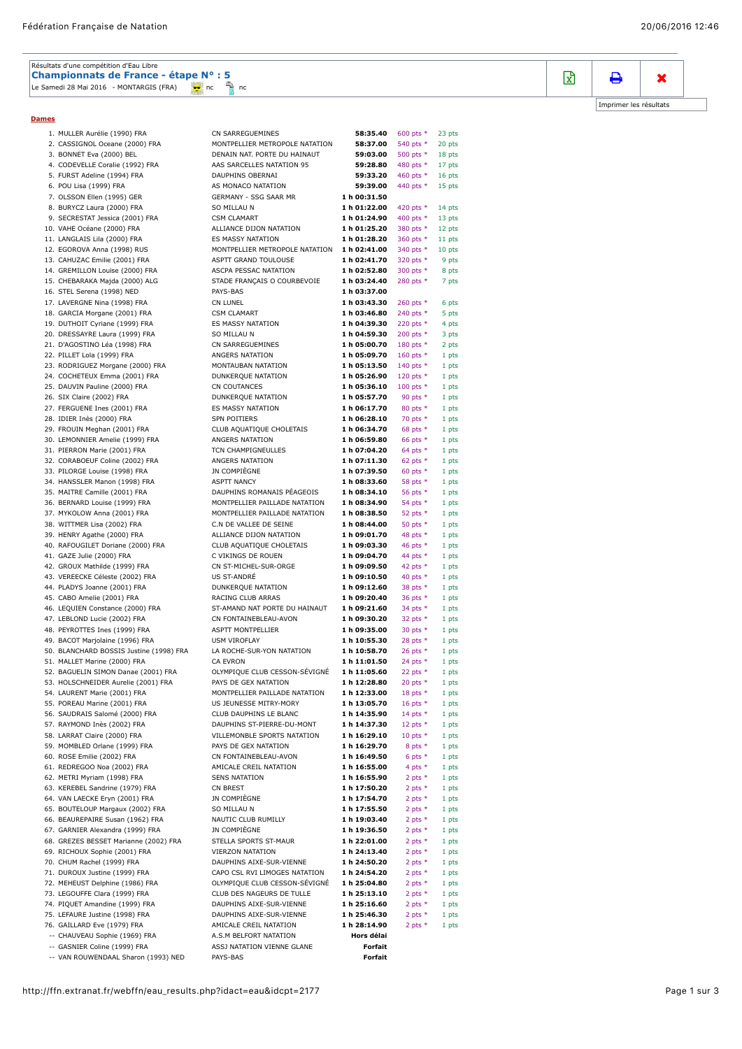Résultats d'une compétition d'Eau Libre

## Championnats de France - étape N° : 5

Le Samedi 28 Mai 2016 - MONTARGIS (FRA) nc nc

Imprimer les résultats

**Dames**

| | Nom | Club | Temps | Points | Pts |
|---|---|---|---|---|---|
| 1. | MULLER Aurélie (1990) FRA | CN SARREGUEMINES | 58:35.40 | 600 pts * | 23 pts |
| 2. | CASSIGNOL Oceane (2000) FRA | MONTPELLIER METROPOLE NATATION | 58:37.00 | 540 pts * | 20 pts |
| 3. | BONNET Eva (2000) BEL | DENAIN NAT. PORTE DU HAINAUT | 59:03.00 | 500 pts * | 18 pts |
| 4. | CODEVELLE Coralie (1992) FRA | AAS SARCELLES NATATION 95 | 59:28.80 | 480 pts * | 17 pts |
| 5. | FURST Adeline (1994) FRA | DAUPHINS OBERNAI | 59:33.20 | 460 pts * | 16 pts |
| 6. | POU Lisa (1999) FRA | AS MONACO NATATION | 59:39.00 | 440 pts * | 15 pts |
| 7. | OLSSON Ellen (1995) GER | GERMANY - SSG SAAR MR | 1 h 00:31.50 | | |
| 8. | BURYCZ Laura (2000) FRA | SO MILLAU N | 1 h 01:22.00 | 420 pts * | 14 pts |
| 9. | SECRESTAT Jessica (2001) FRA | CSM CLAMART | 1 h 01:24.90 | 400 pts * | 13 pts |
| 10. | VAHE Océane (2000) FRA | ALLIANCE DIJON NATATION | 1 h 01:25.20 | 380 pts * | 12 pts |
| 11. | LANGLAIS Lila (2000) FRA | ES MASSY NATATION | 1 h 01:28.20 | 360 pts * | 11 pts |
| 12. | EGOROVA Anna (1998) RUS | MONTPELLIER METROPOLE NATATION | 1 h 02:41.00 | 340 pts * | 10 pts |
| 13. | CAHUZAC Emilie (2001) FRA | ASPTT GRAND TOULOUSE | 1 h 02:41.70 | 320 pts * | 9 pts |
| 14. | GREMILLON Louise (2000) FRA | ASCPA PESSAC NATATION | 1 h 02:52.80 | 300 pts * | 8 pts |
| 15. | CHEBARAKA Majda (2000) ALG | STADE FRANÇAIS O COURBEVOIE | 1 h 03:24.40 | 280 pts * | 7 pts |
| 16. | STEL Serena (1998) NED | PAYS-BAS | 1 h 03:37.00 | | |
| 17. | LAVERGNE Nina (1998) FRA | CN LUNEL | 1 h 03:43.30 | 260 pts * | 6 pts |
| 18. | GARCIA Morgane (2001) FRA | CSM CLAMART | 1 h 03:46.80 | 240 pts * | 5 pts |
| 19. | DUTHOIT Cyriane (1999) FRA | ES MASSY NATATION | 1 h 04:39.30 | 220 pts * | 4 pts |
| 20. | DRESSAYRE Laura (1999) FRA | SO MILLAU N | 1 h 04:59.30 | 200 pts * | 3 pts |
| 21. | D'AGOSTINO Léa (1998) FRA | CN SARREGUEMINES | 1 h 05:00.70 | 180 pts * | 2 pts |
| 22. | PILLET Lola (1999) FRA | ANGERS NATATION | 1 h 05:09.70 | 160 pts * | 1 pts |
| 23. | RODRIGUEZ Morgane (2000) FRA | MONTAUBAN NATATION | 1 h 05:13.50 | 140 pts * | 1 pts |
| 24. | COCHETEUX Emma (2001) FRA | DUNKERQUE NATATION | 1 h 05:26.90 | 120 pts * | 1 pts |
| 25. | DAUVIN Pauline (2000) FRA | CN COUTANCES | 1 h 05:36.10 | 100 pts * | 1 pts |
| 26. | SIX Claire (2002) FRA | DUNKERQUE NATATION | 1 h 05:57.70 | 90 pts * | 1 pts |
| 27. | FERGUENE Ines (2001) FRA | ES MASSY NATATION | 1 h 06:17.70 | 80 pts * | 1 pts |
| 28. | IDIER Inès (2000) FRA | SPN POITIERS | 1 h 06:28.10 | 70 pts * | 1 pts |
| 29. | FROUIN Meghan (2001) FRA | CLUB AQUATIQUE CHOLETAIS | 1 h 06:34.70 | 68 pts * | 1 pts |
| 30. | LEMONNIER Amelie (1999) FRA | ANGERS NATATION | 1 h 06:59.80 | 66 pts * | 1 pts |
| 31. | PIERRON Marie (2001) FRA | TCN CHAMPIGNEULLES | 1 h 07:04.20 | 64 pts * | 1 pts |
| 32. | CORABOEUF Coline (2002) FRA | ANGERS NATATION | 1 h 07:11.30 | 62 pts * | 1 pts |
| 33. | PILORGE Louise (1998) FRA | JN COMPIÈGNE | 1 h 07:39.50 | 60 pts * | 1 pts |
| 34. | HANSSLER Manon (1998) FRA | ASPTT NANCY | 1 h 08:33.60 | 58 pts * | 1 pts |
| 35. | MAITRE Camille (2001) FRA | DAUPHINS ROMANAIS PÉAGEOIS | 1 h 08:34.10 | 56 pts * | 1 pts |
| 36. | BERNARD Louise (1999) FRA | MONTPELLIER PAILLADE NATATION | 1 h 08:34.90 | 54 pts * | 1 pts |
| 37. | MYKOLOW Anna (2001) FRA | MONTPELLIER PAILLADE NATATION | 1 h 08:38.50 | 52 pts * | 1 pts |
| 38. | WITTMER Lisa (2002) FRA | C.N DE VALLEE DE SEINE | 1 h 08:44.00 | 50 pts * | 1 pts |
| 39. | HENRY Agathe (2000) FRA | ALLIANCE DIJON NATATION | 1 h 09:01.70 | 48 pts * | 1 pts |
| 40. | RAFOUGILET Doriane (2000) FRA | CLUB AQUATIQUE CHOLETAIS | 1 h 09:03.30 | 46 pts * | 1 pts |
| 41. | GAZE Julie (2000) FRA | C VIKINGS DE ROUEN | 1 h 09:04.70 | 44 pts * | 1 pts |
| 42. | GROUX Mathilde (1999) FRA | CN ST-MICHEL-SUR-ORGE | 1 h 09:09.50 | 42 pts * | 1 pts |
| 43. | VEREECKE Céleste (2002) FRA | US ST-ANDRÉ | 1 h 09:10.50 | 40 pts * | 1 pts |
| 44. | PLADYS Joanne (2001) FRA | DUNKERQUE NATATION | 1 h 09:12.60 | 38 pts * | 1 pts |
| 45. | CABO Amelie (2001) FRA | RACING CLUB ARRAS | 1 h 09:20.40 | 36 pts * | 1 pts |
| 46. | LEQUIEN Constance (2000) FRA | ST-AMAND NAT PORTE DU HAINAUT | 1 h 09:21.60 | 34 pts * | 1 pts |
| 47. | LEBLOND Lucie (2002) FRA | CN FONTAINEBLEAU-AVON | 1 h 09:30.20 | 32 pts * | 1 pts |
| 48. | PEYROTTES Ines (1999) FRA | ASPTT MONTPELLIER | 1 h 09:35.00 | 30 pts * | 1 pts |
| 49. | BACOT Marjolaine (1996) FRA | USM VIROFLAY | 1 h 10:55.30 | 28 pts * | 1 pts |
| 50. | BLANCHARD BOSSIS Justine (1998) FRA | LA ROCHE-SUR-YON NATATION | 1 h 10:58.70 | 26 pts * | 1 pts |
| 51. | MALLET Marine (2000) FRA | CA EVRON | 1 h 11:01.50 | 24 pts * | 1 pts |
| 52. | BAGUELIN SIMON Danae (2001) FRA | OLYMPIQUE CLUB CESSON-SÉVIGNÉ | 1 h 11:05.60 | 22 pts * | 1 pts |
| 53. | HOLSCHNEIDER Aurelie (2001) FRA | PAYS DE GEX NATATION | 1 h 12:28.80 | 20 pts * | 1 pts |
| 54. | LAURENT Marie (2001) FRA | MONTPELLIER PAILLADE NATATION | 1 h 12:33.00 | 18 pts * | 1 pts |
| 55. | POREAU Marine (2001) FRA | US JEUNESSE MITRY-MORY | 1 h 13:05.70 | 16 pts * | 1 pts |
| 56. | SAUDRAIS Salomé (2000) FRA | CLUB DAUPHINS LE BLANC | 1 h 14:35.90 | 14 pts * | 1 pts |
| 57. | RAYMOND Inès (2002) FRA | DAUPHINS ST-PIERRE-DU-MONT | 1 h 14:37.30 | 12 pts * | 1 pts |
| 58. | LARRAT Claire (2000) FRA | VILLEMONBLE SPORTS NATATION | 1 h 16:29.10 | 10 pts * | 1 pts |
| 59. | MOMBLED Orlane (1999) FRA | PAYS DE GEX NATATION | 1 h 16:29.70 | 8 pts * | 1 pts |
| 60. | ROSE Emilie (2002) FRA | CN FONTAINEBLEAU-AVON | 1 h 16:49.50 | 6 pts * | 1 pts |
| 61. | REDREGOO Noa (2002) FRA | AMICALE CREIL NATATION | 1 h 16:55.00 | 4 pts * | 1 pts |
| 62. | METRI Myriam (1998) FRA | SENS NATATION | 1 h 16:55.90 | 2 pts * | 1 pts |
| 63. | KEREBEL Sandrine (1979) FRA | CN BREST | 1 h 17:50.20 | 2 pts * | 1 pts |
| 64. | VAN LAECKE Eryn (2001) FRA | JN COMPIÈGNE | 1 h 17:54.70 | 2 pts * | 1 pts |
| 65. | BOUTELOUP Margaux (2002) FRA | SO MILLAU N | 1 h 17:55.50 | 2 pts * | 1 pts |
| 66. | BEAUREPAIRE Susan (1962) FRA | NAUTIC CLUB RUMILLY | 1 h 19:03.40 | 2 pts * | 1 pts |
| 67. | GARNIER Alexandra (1999) FRA | JN COMPIÈGNE | 1 h 19:36.50 | 2 pts * | 1 pts |
| 68. | GREZES BESSET Marianne (2002) FRA | STELLA SPORTS ST-MAUR | 1 h 22:01.00 | 2 pts * | 1 pts |
| 69. | RICHOUX Sophie (2001) FRA | VIERZON NATATION | 1 h 24:13.40 | 2 pts * | 1 pts |
| 70. | CHUM Rachel (1999) FRA | DAUPHINS AIXE-SUR-VIENNE | 1 h 24:50.20 | 2 pts * | 1 pts |
| 71. | DUROUX Justine (1999) FRA | CAPO CSL RVI LIMOGES NATATION | 1 h 24:54.20 | 2 pts * | 1 pts |
| 72. | MEHEUST Delphine (1986) FRA | OLYMPIQUE CLUB CESSON-SÉVIGNÉ | 1 h 25:04.80 | 2 pts * | 1 pts |
| 73. | LEGOUFFE Clara (1999) FRA | CLUB DES NAGEURS DE TULLE | 1 h 25:13.10 | 2 pts * | 1 pts |
| 74. | PIQUET Amandine (1999) FRA | DAUPHINS AIXE-SUR-VIENNE | 1 h 25:16.60 | 2 pts * | 1 pts |
| 75. | LEFAURE Justine (1998) FRA | DAUPHINS AIXE-SUR-VIENNE | 1 h 25:46.30 | 2 pts * | 1 pts |
| 76. | GAILLARD Eve (1979) FRA | AMICALE CREIL NATATION | 1 h 28:14.90 | 2 pts * | 1 pts |
| -- | CHAUVEAU Sophie (1969) FRA | A.S.M BELFORT NATATION | Hors délai | | |
| -- | GASNIER Coline (1999) FRA | ASSJ NATATION VIENNE GLANE | Forfait | | |
| -- | VAN ROUWENDAAL Sharon (1993) NED | PAYS-BAS | Forfait | | |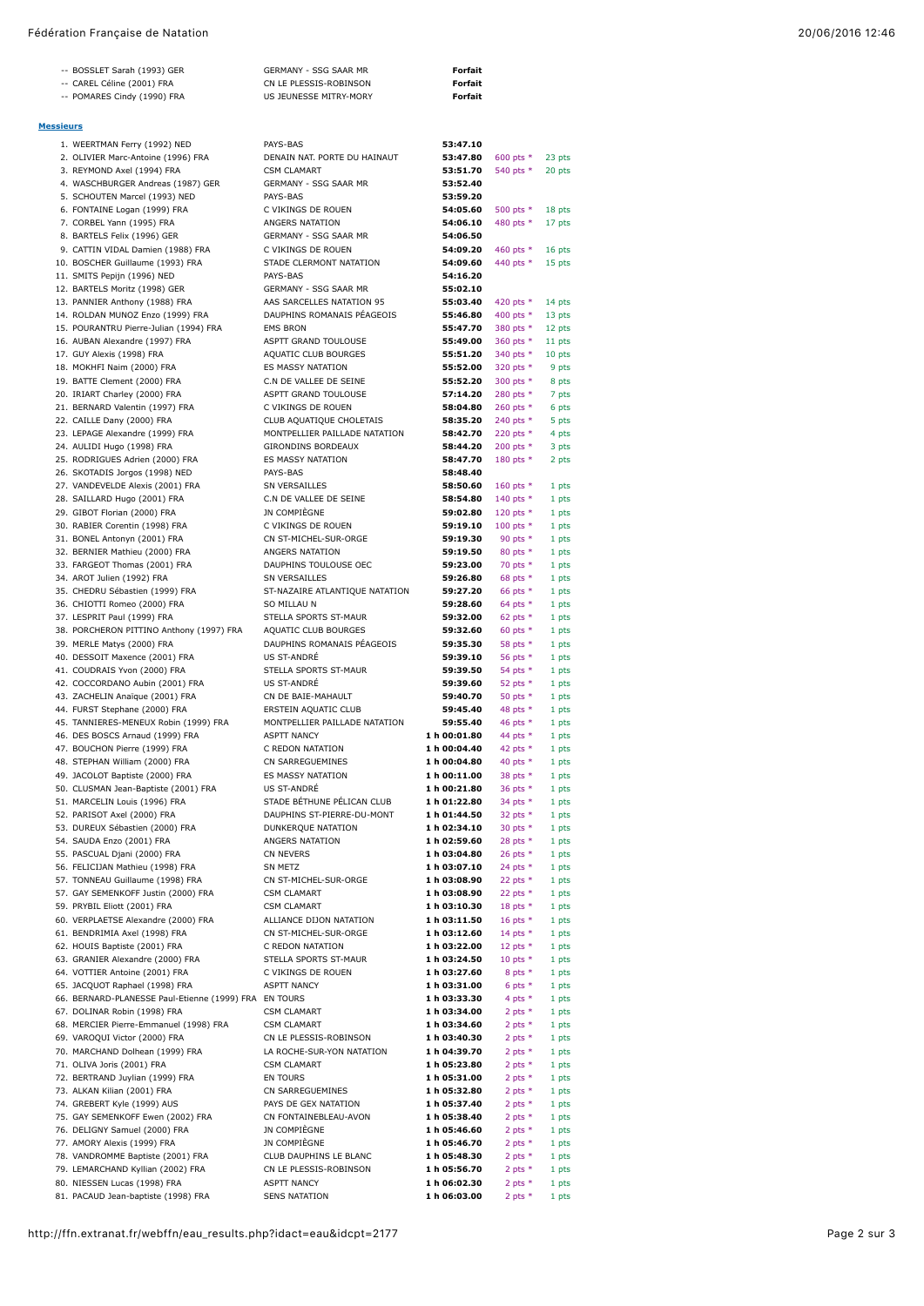| | | | | |
|---|---|---|---|---|
| -- BOSSLET Sarah (1993) GER | GERMANY - SSG SAAR MR | **Forfait** | | |
| -- CAREL Céline (2001) FRA | CN LE PLESSIS-ROBINSON | **Forfait** | | |
| -- POMARES Cindy (1990) FRA | US JEUNESSE MITRY-MORY | **Forfait** | | |

**Messieurs**

| Nageur | Club | Temps | Points | Points |
|---|---|---|---|---|
| 1. WEERTMAN Ferry (1992) NED | PAYS-BAS | **53:47.10** | | |
| 2. OLIVIER Marc-Antoine (1996) FRA | DENAIN NAT. PORTE DU HAINAUT | **53:47.80** | 600 pts * | 23 pts |
| 3. REYMOND Axel (1994) FRA | CSM CLAMART | **53:51.70** | 540 pts * | 20 pts |
| 4. WASCHBURGER Andreas (1987) GER | GERMANY - SSG SAAR MR | **53:52.40** | | |
| 5. SCHOUTEN Marcel (1993) NED | PAYS-BAS | **53:59.20** | | |
| 6. FONTAINE Logan (1999) FRA | C VIKINGS DE ROUEN | **54:05.60** | 500 pts * | 18 pts |
| 7. CORBEL Yann (1995) FRA | ANGERS NATATION | **54:06.10** | 480 pts * | 17 pts |
| 8. BARTELS Felix (1996) GER | GERMANY - SSG SAAR MR | **54:06.50** | | |
| 9. CATTIN VIDAL Damien (1988) FRA | C VIKINGS DE ROUEN | **54:09.20** | 460 pts * | 16 pts |
| 10. BOSCHER Guillaume (1993) FRA | STADE CLERMONT NATATION | **54:09.60** | 440 pts * | 15 pts |
| 11. SMITS Pepijn (1996) NED | PAYS-BAS | **54:16.20** | | |
| 12. BARTELS Moritz (1998) GER | GERMANY - SSG SAAR MR | **55:02.10** | | |
| 13. PANNIER Anthony (1988) FRA | AAS SARCELLES NATATION 95 | **55:03.40** | 420 pts * | 14 pts |
| 14. ROLDAN MUNOZ Enzo (1999) FRA | DAUPHINS ROMANAIS PÉAGEOIS | **55:46.80** | 400 pts * | 13 pts |
| 15. POURANTRU Pierre-Julian (1994) FRA | EMS BRON | **55:47.70** | 380 pts * | 12 pts |
| 16. AUBAN Alexandre (1997) FRA | ASPTT GRAND TOULOUSE | **55:49.00** | 360 pts * | 11 pts |
| 17. GUY Alexis (1998) FRA | AQUATIC CLUB BOURGES | **55:51.20** | 340 pts * | 10 pts |
| 18. MOKHFI Naim (2000) FRA | ES MASSY NATATION | **55:52.00** | 320 pts * | 9 pts |
| 19. BATTE Clement (2000) FRA | C.N DE VALLEE DE SEINE | **55:52.20** | 300 pts * | 8 pts |
| 20. IRIART Charley (2000) FRA | ASPTT GRAND TOULOUSE | **57:14.20** | 280 pts * | 7 pts |
| 21. BERNARD Valentin (1997) FRA | C VIKINGS DE ROUEN | **58:04.80** | 260 pts * | 6 pts |
| 22. CAILLE Dany (2000) FRA | CLUB AQUATIQUE CHOLETAIS | **58:35.20** | 240 pts * | 5 pts |
| 23. LEPAGE Alexandre (1999) FRA | MONTPELLIER PAILLADE NATATION | **58:42.70** | 220 pts * | 4 pts |
| 24. AULIDI Hugo (1998) FRA | GIRONDINS BORDEAUX | **58:44.20** | 200 pts * | 3 pts |
| 25. RODRIGUES Adrien (2000) FRA | ES MASSY NATATION | **58:47.70** | 180 pts * | 2 pts |
| 26. SKOTADIS Jorgos (1998) NED | PAYS-BAS | **58:48.40** | | |
| 27. VANDEVELDE Alexis (2001) FRA | SN VERSAILLES | **58:50.60** | 160 pts * | 1 pts |
| 28. SAILLARD Hugo (2001) FRA | C.N DE VALLEE DE SEINE | **58:54.80** | 140 pts * | 1 pts |
| 29. GIBOT Florian (2000) FRA | JN COMPIÈGNE | **59:02.80** | 120 pts * | 1 pts |
| 30. RABIER Corentin (1998) FRA | C VIKINGS DE ROUEN | **59:19.10** | 100 pts * | 1 pts |
| 31. BONEL Antonyn (2001) FRA | CN ST-MICHEL-SUR-ORGE | **59:19.30** | 90 pts * | 1 pts |
| 32. BERNIER Mathieu (2000) FRA | ANGERS NATATION | **59:19.50** | 80 pts * | 1 pts |
| 33. FARGEOT Thomas (2001) FRA | DAUPHINS TOULOUSE OEC | **59:23.00** | 70 pts * | 1 pts |
| 34. AROT Julien (1992) FRA | SN VERSAILLES | **59:26.80** | 68 pts * | 1 pts |
| 35. CHEDRU Sébastien (1999) FRA | ST-NAZAIRE ATLANTIQUE NATATION | **59:27.20** | 66 pts * | 1 pts |
| 36. CHIOTTI Romeo (2000) FRA | SO MILLAU N | **59:28.60** | 64 pts * | 1 pts |
| 37. LESPRIT Paul (1999) FRA | STELLA SPORTS ST-MAUR | **59:32.00** | 62 pts * | 1 pts |
| 38. PORCHERON PITTINO Anthony (1997) FRA | AQUATIC CLUB BOURGES | **59:32.60** | 60 pts * | 1 pts |
| 39. MERLE Matys (2000) FRA | DAUPHINS ROMANAIS PÉAGEOIS | **59:35.30** | 58 pts * | 1 pts |
| 40. DESSOIT Maxence (2001) FRA | US ST-ANDRÉ | **59:39.10** | 56 pts * | 1 pts |
| 41. COUDRAIS Yvon (2000) FRA | STELLA SPORTS ST-MAUR | **59:39.50** | 54 pts * | 1 pts |
| 42. COCCORDANO Aubin (2001) FRA | US ST-ANDRÉ | **59:39.60** | 52 pts * | 1 pts |
| 43. ZACHELIN Anaïque (2001) FRA | CN DE BAIE-MAHAULT | **59:40.70** | 50 pts * | 1 pts |
| 44. FURST Stephane (2000) FRA | ERSTEIN AQUATIC CLUB | **59:45.40** | 48 pts * | 1 pts |
| 45. TANNIERES-MENEUX Robin (1999) FRA | MONTPELLIER PAILLADE NATATION | **59:55.40** | 46 pts * | 1 pts |
| 46. DES BOSCS Arnaud (1999) FRA | ASPTT NANCY | **1 h 00:01.80** | 44 pts * | 1 pts |
| 47. BOUCHON Pierre (1999) FRA | C REDON NATATION | **1 h 00:04.40** | 42 pts * | 1 pts |
| 48. STEPHAN William (2000) FRA | CN SARREGUEMINES | **1 h 00:04.80** | 40 pts * | 1 pts |
| 49. JACOLOT Baptiste (2000) FRA | ES MASSY NATATION | **1 h 00:11.00** | 38 pts * | 1 pts |
| 50. CLUSMAN Jean-Baptiste (2001) FRA | US ST-ANDRÉ | **1 h 00:21.80** | 36 pts * | 1 pts |
| 51. MARCELIN Louis (1996) FRA | STADE BÉTHUNE PÉLICAN CLUB | **1 h 01:22.80** | 34 pts * | 1 pts |
| 52. PARISOT Axel (2000) FRA | DAUPHINS ST-PIERRE-DU-MONT | **1 h 01:44.50** | 32 pts * | 1 pts |
| 53. DUREUX Sébastien (2000) FRA | DUNKERQUE NATATION | **1 h 02:34.10** | 30 pts * | 1 pts |
| 54. SAUDA Enzo (2001) FRA | ANGERS NATATION | **1 h 02:59.60** | 28 pts * | 1 pts |
| 55. PASCUAL Djani (2000) FRA | CN NEVERS | **1 h 03:04.80** | 26 pts * | 1 pts |
| 56. FELICIJAN Mathieu (1998) FRA | SN METZ | **1 h 03:07.10** | 24 pts * | 1 pts |
| 57. TONNEAU Guillaume (1998) FRA | CN ST-MICHEL-SUR-ORGE | **1 h 03:08.90** | 22 pts * | 1 pts |
| 57. GAY SEMENKOFF Justin (2000) FRA | CSM CLAMART | **1 h 03:08.90** | 22 pts * | 1 pts |
| 59. PRYBIL Eliott (2001) FRA | CSM CLAMART | **1 h 03:10.30** | 18 pts * | 1 pts |
| 60. VERPLAETSE Alexandre (2000) FRA | ALLIANCE DIJON NATATION | **1 h 03:11.50** | 16 pts * | 1 pts |
| 61. BENDRIMIA Axel (1998) FRA | CN ST-MICHEL-SUR-ORGE | **1 h 03:12.60** | 14 pts * | 1 pts |
| 62. HOUIS Baptiste (2001) FRA | C REDON NATATION | **1 h 03:22.00** | 12 pts * | 1 pts |
| 63. GRANIER Alexandre (2000) FRA | STELLA SPORTS ST-MAUR | **1 h 03:24.50** | 10 pts * | 1 pts |
| 64. VOTTIER Antoine (2001) FRA | C VIKINGS DE ROUEN | **1 h 03:27.60** | 8 pts * | 1 pts |
| 65. JACQUOT Raphael (1998) FRA | ASPTT NANCY | **1 h 03:31.00** | 6 pts * | 1 pts |
| 66. BERNARD-PLANESSE Paul-Etienne (1999) FRA | EN TOURS | **1 h 03:33.30** | 4 pts * | 1 pts |
| 67. DOLINAR Robin (1998) FRA | CSM CLAMART | **1 h 03:34.00** | 2 pts * | 1 pts |
| 68. MERCIER Pierre-Emmanuel (1998) FRA | CSM CLAMART | **1 h 03:34.60** | 2 pts * | 1 pts |
| 69. VAROQUI Victor (2000) FRA | CN LE PLESSIS-ROBINSON | **1 h 03:40.30** | 2 pts * | 1 pts |
| 70. MARCHAND Dolhean (1999) FRA | LA ROCHE-SUR-YON NATATION | **1 h 04:39.70** | 2 pts * | 1 pts |
| 71. OLIVA Joris (2001) FRA | CSM CLAMART | **1 h 05:23.80** | 2 pts * | 1 pts |
| 72. BERTRAND Juylian (1999) FRA | EN TOURS | **1 h 05:31.00** | 2 pts * | 1 pts |
| 73. ALKAN Kilian (2001) FRA | CN SARREGUEMINES | **1 h 05:32.80** | 2 pts * | 1 pts |
| 74. GREBERT Kyle (1999) AUS | PAYS DE GEX NATATION | **1 h 05:37.40** | 2 pts * | 1 pts |
| 75. GAY SEMENKOFF Ewen (2002) FRA | CN FONTAINEBLEAU-AVON | **1 h 05:38.40** | 2 pts * | 1 pts |
| 76. DELIGNY Samuel (2000) FRA | JN COMPIÈGNE | **1 h 05:46.60** | 2 pts * | 1 pts |
| 77. AMORY Alexis (1999) FRA | JN COMPIÈGNE | **1 h 05:46.70** | 2 pts * | 1 pts |
| 78. VANDROMME Baptiste (2001) FRA | CLUB DAUPHINS LE BLANC | **1 h 05:48.30** | 2 pts * | 1 pts |
| 79. LEMARCHAND Kyllian (2002) FRA | CN LE PLESSIS-ROBINSON | **1 h 05:56.70** | 2 pts * | 1 pts |
| 80. NIESSEN Lucas (1998) FRA | ASPTT NANCY | **1 h 06:02.30** | 2 pts * | 1 pts |
| 81. PACAUD Jean-baptiste (1998) FRA | SENS NATATION | **1 h 06:03.00** | 2 pts * | 1 pts |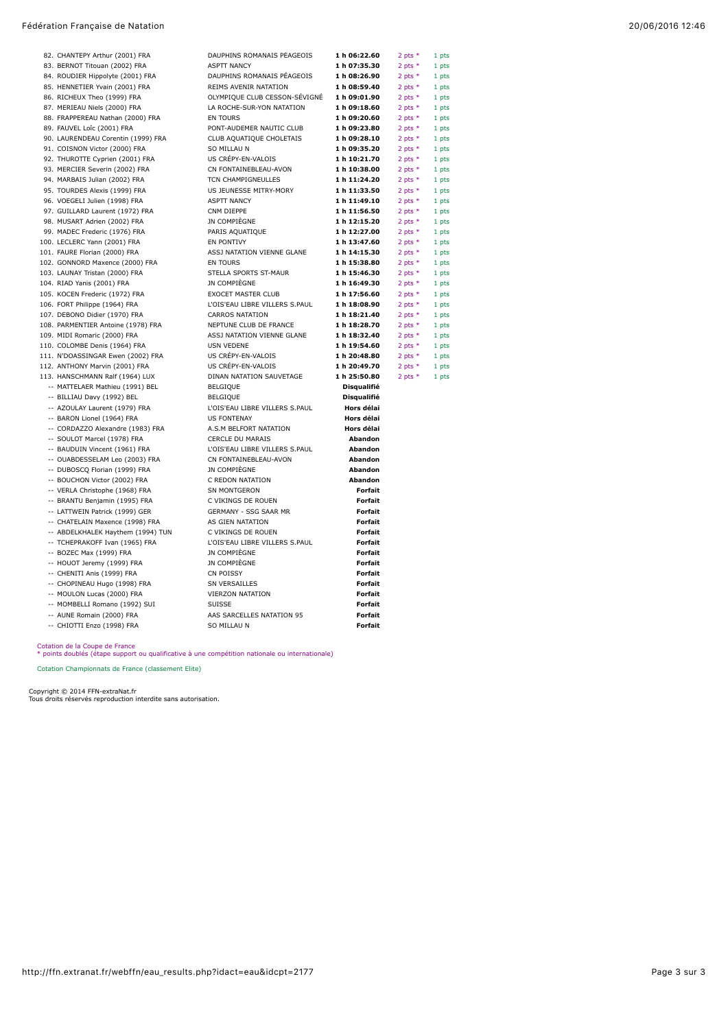| | | | | |
|---|---|---|---|---|
| 82. CHANTEPY Arthur (2001) FRA | DAUPHINS ROMANAIS PÉAGEOIS | **1 h 06:22.60** | 2 pts * | 1 pts |
| 83. BERNOT Titouan (2002) FRA | ASPTT NANCY | **1 h 07:35.30** | 2 pts * | 1 pts |
| 84. ROUDIER Hippolyte (2001) FRA | DAUPHINS ROMANAIS PÉAGEOIS | **1 h 08:26.90** | 2 pts * | 1 pts |
| 85. HENNETIER Yvain (2001) FRA | REIMS AVENIR NATATION | **1 h 08:59.40** | 2 pts * | 1 pts |
| 86. RICHEUX Theo (1999) FRA | OLYMPIQUE CLUB CESSON-SÉVIGNÉ | **1 h 09:01.90** | 2 pts * | 1 pts |
| 87. MERIEAU Niels (2000) FRA | LA ROCHE-SUR-YON NATATION | **1 h 09:18.60** | 2 pts * | 1 pts |
| 88. FRAPPEREAU Nathan (2000) FRA | EN TOURS | **1 h 09:20.60** | 2 pts * | 1 pts |
| 89. FAUVEL Loïc (2001) FRA | PONT-AUDEMER NAUTIC CLUB | **1 h 09:23.80** | 2 pts * | 1 pts |
| 90. LAURENDEAU Corentin (1999) FRA | CLUB AQUATIQUE CHOLETAIS | **1 h 09:28.10** | 2 pts * | 1 pts |
| 91. COISNON Victor (2000) FRA | SO MILLAU N | **1 h 09:35.20** | 2 pts * | 1 pts |
| 92. THUROTTE Cyprien (2001) FRA | US CRÉPY-EN-VALOIS | **1 h 10:21.70** | 2 pts * | 1 pts |
| 93. MERCIER Severin (2002) FRA | CN FONTAINEBLEAU-AVON | **1 h 10:38.00** | 2 pts * | 1 pts |
| 94. MARBAIS Julian (2002) FRA | TCN CHAMPIGNEULLES | **1 h 11:24.20** | 2 pts * | 1 pts |
| 95. TOURDES Alexis (1999) FRA | US JEUNESSE MITRY-MORY | **1 h 11:33.50** | 2 pts * | 1 pts |
| 96. VOEGELI Julien (1998) FRA | ASPTT NANCY | **1 h 11:49.10** | 2 pts * | 1 pts |
| 97. GUILLARD Laurent (1972) FRA | CNM DIEPPE | **1 h 11:56.50** | 2 pts * | 1 pts |
| 98. MUSART Adrien (2002) FRA | JN COMPIÈGNE | **1 h 12:15.20** | 2 pts * | 1 pts |
| 99. MADEC Frederic (1976) FRA | PARIS AQUATIQUE | **1 h 12:27.00** | 2 pts * | 1 pts |
| 100. LECLERC Yann (2001) FRA | EN PONTIVY | **1 h 13:47.60** | 2 pts * | 1 pts |
| 101. FAURE Florian (2000) FRA | ASSJ NATATION VIENNE GLANE | **1 h 14:15.30** | 2 pts * | 1 pts |
| 102. GONNORD Maxence (2000) FRA | EN TOURS | **1 h 15:38.80** | 2 pts * | 1 pts |
| 103. LAUNAY Tristan (2000) FRA | STELLA SPORTS ST-MAUR | **1 h 15:46.30** | 2 pts * | 1 pts |
| 104. RIAD Yanis (2001) FRA | JN COMPIÈGNE | **1 h 16:49.30** | 2 pts * | 1 pts |
| 105. KOCEN Frederic (1972) FRA | EXOCET MASTER CLUB | **1 h 17:56.60** | 2 pts * | 1 pts |
| 106. FORT Philippe (1964) FRA | L'OIS'EAU LIBRE VILLERS S.PAUL | **1 h 18:08.90** | 2 pts * | 1 pts |
| 107. DEBONO Didier (1970) FRA | CARROS NATATION | **1 h 18:21.40** | 2 pts * | 1 pts |
| 108. PARMENTIER Antoine (1978) FRA | NEPTUNE CLUB DE FRANCE | **1 h 18:28.70** | 2 pts * | 1 pts |
| 109. MIDI Romaric (2000) FRA | ASSJ NATATION VIENNE GLANE | **1 h 18:32.40** | 2 pts * | 1 pts |
| 110. COLOMBE Denis (1964) FRA | USN VEDENE | **1 h 19:54.60** | 2 pts * | 1 pts |
| 111. N'DOASSINGAR Ewen (2002) FRA | US CRÉPY-EN-VALOIS | **1 h 20:48.80** | 2 pts * | 1 pts |
| 112. ANTHONY Marvin (2001) FRA | US CRÉPY-EN-VALOIS | **1 h 20:49.70** | 2 pts * | 1 pts |
| 113. HANSCHMANN Ralf (1964) LUX | DINAN NATATION SAUVETAGE | **1 h 25:50.80** | 2 pts * | 1 pts |
| -- MATTELAER Mathieu (1991) BEL | BELGIQUE | **Disqualifié** | | |
| -- BILLIAU Davy (1992) BEL | BELGIQUE | **Disqualifié** | | |
| -- AZOULAY Laurent (1979) FRA | L'OIS'EAU LIBRE VILLERS S.PAUL | **Hors délai** | | |
| -- BARON Lionel (1964) FRA | US FONTENAY | **Hors délai** | | |
| -- CORDAZZO Alexandre (1983) FRA | A.S.M BELFORT NATATION | **Hors délai** | | |
| -- SOULOT Marcel (1978) FRA | CERCLE DU MARAIS | **Abandon** | | |
| -- BAUDUIN Vincent (1961) FRA | L'OIS'EAU LIBRE VILLERS S.PAUL | **Abandon** | | |
| -- OUABDESSELAM Leo (2003) FRA | CN FONTAINEBLEAU-AVON | **Abandon** | | |
| -- DUBOSCQ Florian (1999) FRA | JN COMPIÈGNE | **Abandon** | | |
| -- BOUCHON Victor (2002) FRA | C REDON NATATION | **Abandon** | | |
| -- VERLA Christophe (1968) FRA | SN MONTGERON | **Forfait** | | |
| -- BRANTU Benjamin (1995) FRA | C VIKINGS DE ROUEN | **Forfait** | | |
| -- LATTWEIN Patrick (1999) GER | GERMANY - SSG SAAR MR | **Forfait** | | |
| -- CHATELAIN Maxence (1998) FRA | AS GIEN NATATION | **Forfait** | | |
| -- ABDELKHALEK Haythem (1994) TUN | C VIKINGS DE ROUEN | **Forfait** | | |
| -- TCHEPRAKOFF Ivan (1965) FRA | L'OIS'EAU LIBRE VILLERS S.PAUL | **Forfait** | | |
| -- BOZEC Max (1999) FRA | JN COMPIÈGNE | **Forfait** | | |
| -- HOUOT Jeremy (1999) FRA | JN COMPIÈGNE | **Forfait** | | |
| -- CHENITI Anis (1999) FRA | CN POISSY | **Forfait** | | |
| -- CHOPINEAU Hugo (1998) FRA | SN VERSAILLES | **Forfait** | | |
| -- MOULON Lucas (2000) FRA | VIERZON NATATION | **Forfait** | | |
| -- MOMBELLI Romano (1992) SUI | SUISSE | **Forfait** | | |
| -- AUNE Romain (2000) FRA | AAS SARCELLES NATATION 95 | **Forfait** | | |
| -- CHIOTTI Enzo (1998) FRA | SO MILLAU N | **Forfait** | | |

Cotation de la Coupe de France
* points doublés (étape support ou qualificative à une compétition nationale ou internationale)

Cotation Championnats de France (classement Elite)

Copyright © 2014 FFN-extraNat.fr
Tous droits réservés reproduction interdite sans autorisation.